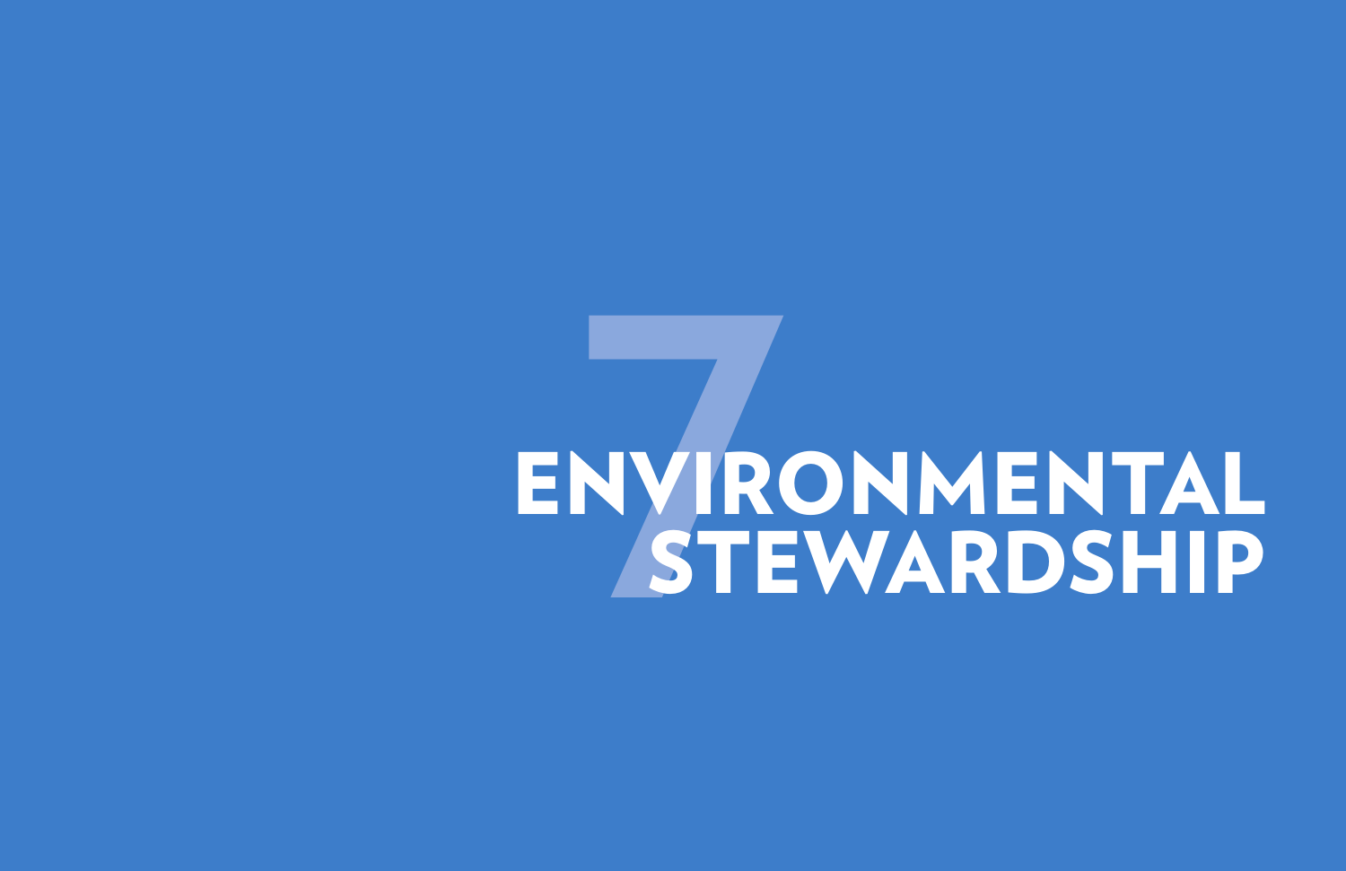# 7 ENVIRONMENTAL STEWARDSHIP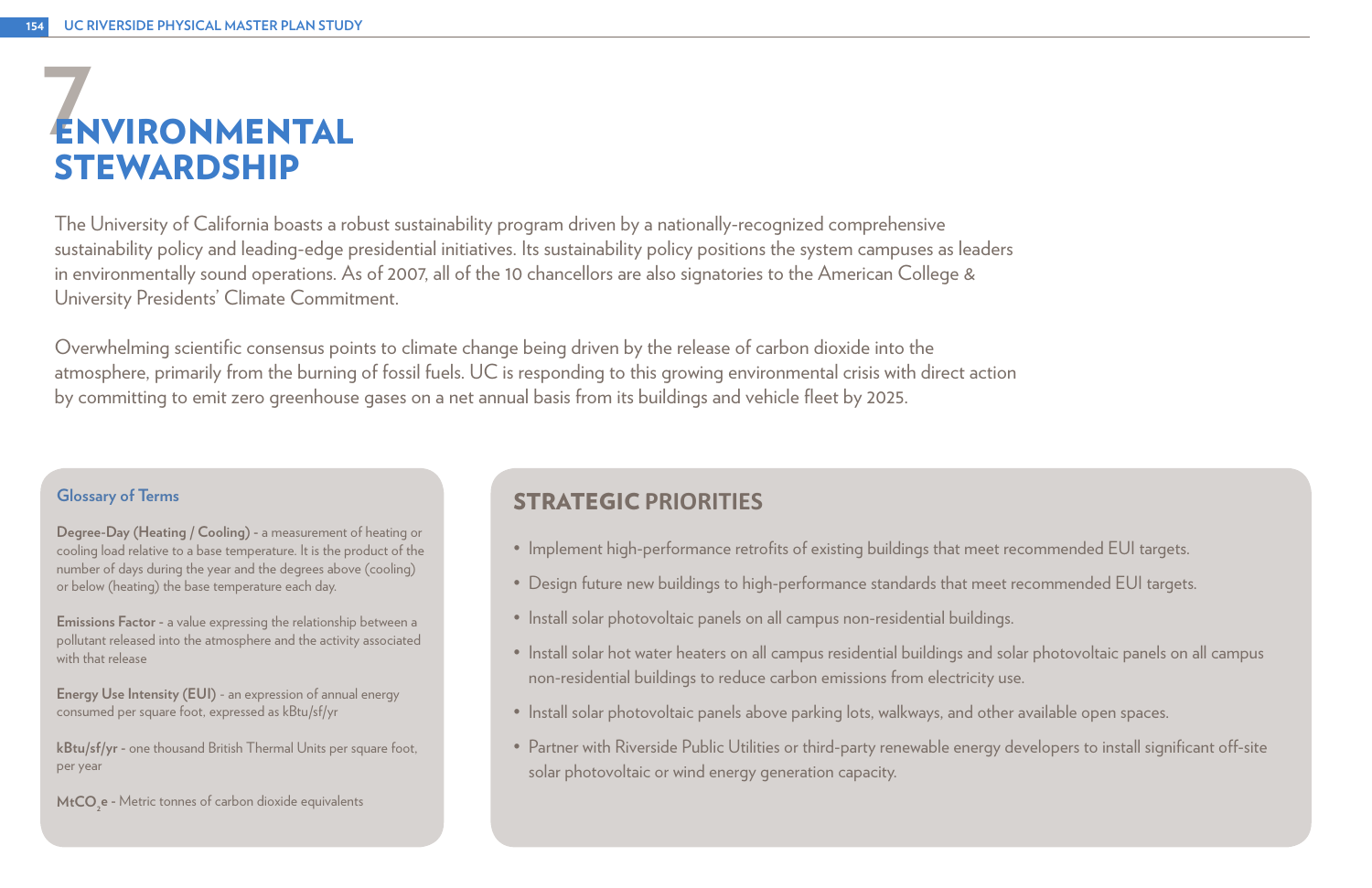# 7 ENVIRONMENTAL STEWARDSHIP

The University of California boasts a robust sustainability program driven by a nationally-recognized comprehensive sustainability policy and leading-edge presidential initiatives. Its sustainability policy positions the system campuses as leaders in environmentally sound operations. As of 2007, all of the 10 chancellors are also signatories to the American College & University Presidents' Climate Commitment.

Overwhelming scientific consensus points to climate change being driven by the release of carbon dioxide into the atmosphere, primarily from the burning of fossil fuels. UC is responding to this growing environmental crisis with direct action by committing to emit zero greenhouse gases on a net annual basis from its buildings and vehicle fleet by 2025.

### Glossary of Terms

**Degree-Day (Heating / Cooling) -** a measurement of heating or cooling load relative to a base temperature. It is the product of the number of days during the year and the degrees above (cooling) or below (heating) the base temperature each day.

**Emissions Factor -** a value expressing the relationship between a pollutant released into the atmosphere and the activity associated with that release

**Energy Use Intensity (EUI)** - an expression of annual energy consumed per square foot, expressed as kBtu/sf/yr

**kBtu/sf/yr -** one thousand British Thermal Units per square foot, per year

**$MtCO_2e$ -** Metric tonnes of carbon dioxide equivalents

## STRATEGIC PRIORITIES

- Implement high-performance retrofits of existing buildings that meet recommended EUI targets.
- Design future new buildings to high-performance standards that meet recommended EUI targets.
- Install solar photovoltaic panels on all campus non-residential buildings.
- Install solar hot water heaters on all campus residential buildings and solar photovoltaic panels on all campus non-residential buildings to reduce carbon emissions from electricity use.
- Install solar photovoltaic panels above parking lots, walkways, and other available open spaces.
- Partner with Riverside Public Utilities or third-party renewable energy developers to install significant off-site solar photovoltaic or wind energy generation capacity.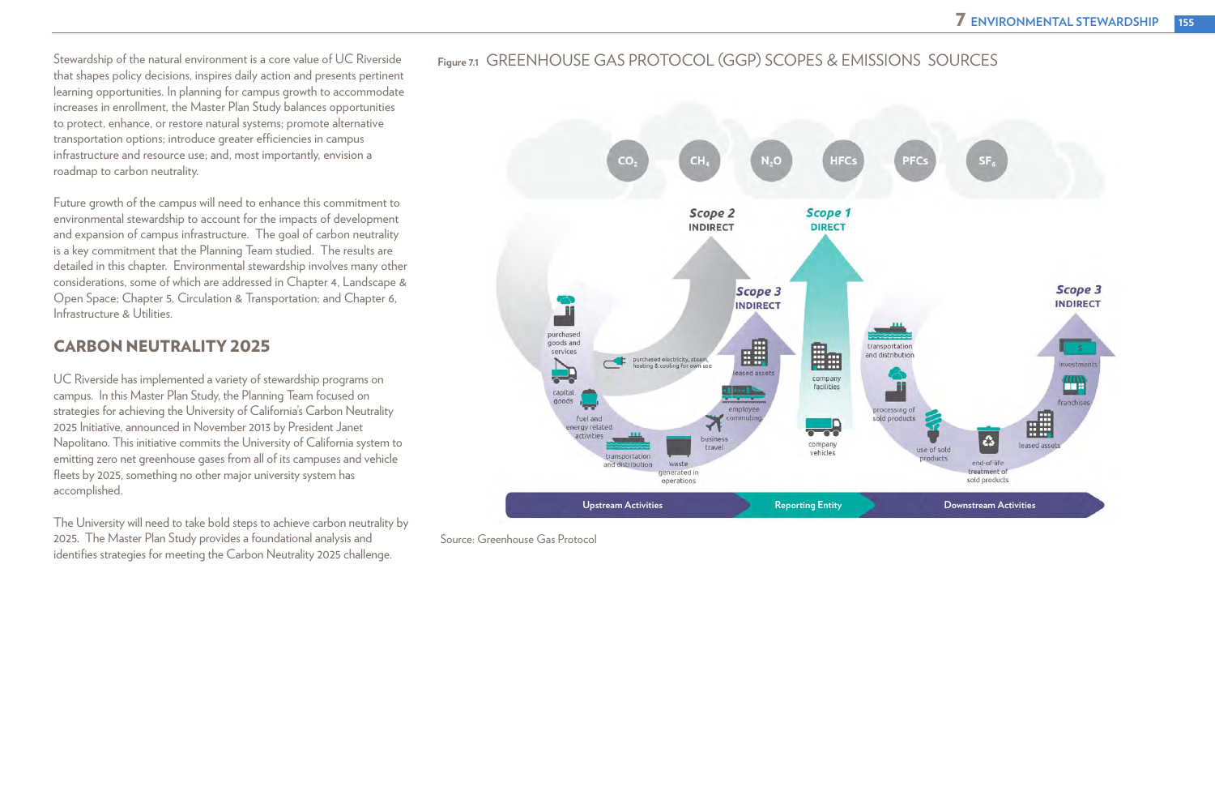Stewardship of the natural environment is a core value of UC Riverside that shapes policy decisions, inspires daily action and presents pertinent learning opportunities. In planning for campus growth to accommodate increases in enrollment, the Master Plan Study balances opportunities to protect, enhance, or restore natural systems; promote alternative transportation options; introduce greater efficiencies in campus infrastructure and resource use; and, most importantly, envision a roadmap to carbon neutrality.

Future growth of the campus will need to enhance this commitment to environmental stewardship to account for the impacts of development and expansion of campus infrastructure. The goal of carbon neutrality is a key commitment that the Planning Team studied. The results are detailed in this chapter. Environmental stewardship involves many other considerations, some of which are addressed in Chapter 4, Landscape & Open Space; Chapter 5, Circulation & Transportation; and Chapter 6, Infrastructure & Utilities.

## CARBON NEUTRALITY 2025

UC Riverside has implemented a variety of stewardship programs on campus. In this Master Plan Study, the Planning Team focused on strategies for achieving the University of California's Carbon Neutrality 2025 Initiative, announced in November 2013 by President Janet Napolitano. This initiative commits the University of California system to emitting zero net greenhouse gases from all of its campuses and vehicle fleets by 2025, something no other major university system has accomplished.

The University will need to take bold steps to achieve carbon neutrality by 2025. The Master Plan Study provides a foundational analysis and identifies strategies for meeting the Carbon Neutrality 2025 challenge.

**Figure 7.1** GREENHOUSE GAS PROTOCOL (GGP) SCOPES & EMISSIONS SOURCES

Source: Greenhouse Gas Protocol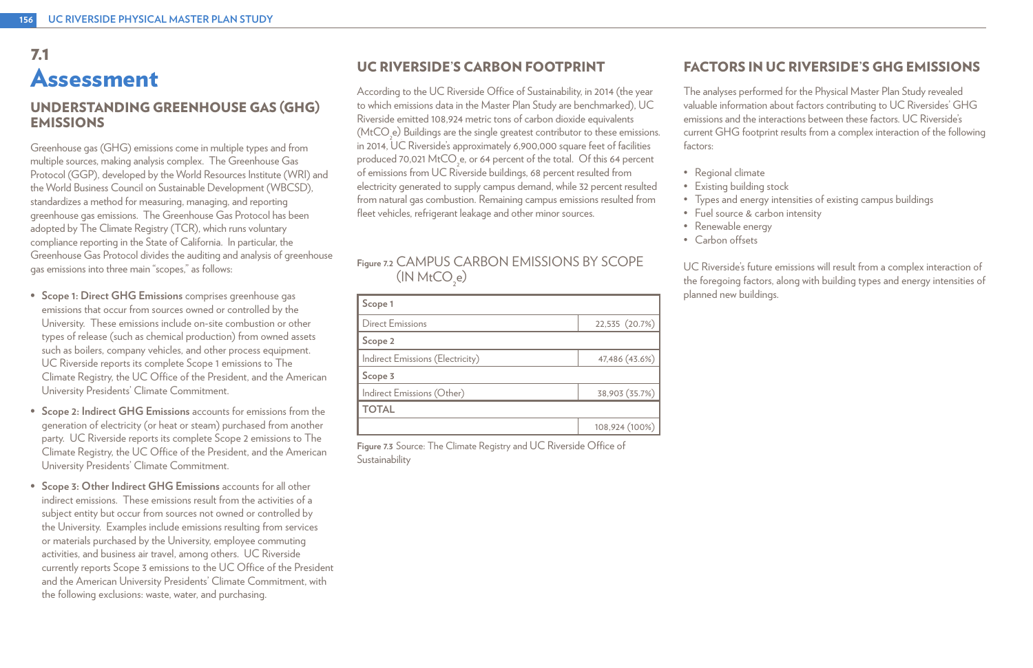# 7.1 Assessment

## UNDERSTANDING GREENHOUSE GAS (GHG) EMISSIONS

Greenhouse gas (GHG) emissions come in multiple types and from multiple sources, making analysis complex. The Greenhouse Gas Protocol (GGP), developed by the World Resources Institute (WRI) and the World Business Council on Sustainable Development (WBCSD), standardizes a method for measuring, managing, and reporting greenhouse gas emissions. The Greenhouse Gas Protocol has been adopted by The Climate Registry (TCR), which runs voluntary compliance reporting in the State of California. In particular, the Greenhouse Gas Protocol divides the auditing and analysis of greenhouse gas emissions into three main "scopes," as follows:

- **Scope 1: Direct GHG Emissions** comprises greenhouse gas emissions that occur from sources owned or controlled by the University. These emissions include on-site combustion or other types of release (such as chemical production) from owned assets such as boilers, company vehicles, and other process equipment. UC Riverside reports its complete Scope 1 emissions to The Climate Registry, the UC Office of the President, and the American University Presidents' Climate Commitment.
- **Scope 2: Indirect GHG Emissions** accounts for emissions from the generation of electricity (or heat or steam) purchased from another party. UC Riverside reports its complete Scope 2 emissions to The Climate Registry, the UC Office of the President, and the American University Presidents' Climate Commitment.
- **Scope 3: Other Indirect GHG Emissions** accounts for all other indirect emissions. These emissions result from the activities of a subject entity but occur from sources not owned or controlled by the University. Examples include emissions resulting from services or materials purchased by the University, employee commuting activities, and business air travel, among others. UC Riverside currently reports Scope 3 emissions to the UC Office of the President and the American University Presidents' Climate Commitment, with the following exclusions: waste, water, and purchasing.

## UC RIVERSIDE'S CARBON FOOTPRINT

According to the UC Riverside Office of Sustainability, in 2014 (the year to which emissions data in the Master Plan Study are benchmarked), UC Riverside emitted 108,924 metric tons of carbon dioxide equivalents ($MtCO_2e$) Buildings are the single greatest contributor to these emissions. in 2014, UC Riverside's approximately 6,900,000 square feet of facilities produced 70,021 $MtCO_2e$, or 64 percent of the total. Of this 64 percent of emissions from UC Riverside buildings, 68 percent resulted from electricity generated to supply campus demand, while 32 percent resulted from natural gas combustion. Remaining campus emissions resulted from fleet vehicles, refrigerant leakage and other minor sources.

**Figure 7.2** CAMPUS CARBON EMISSIONS BY SCOPE (IN $MtCO_2e$)

| Scope 1 | |
|---|---|
| Direct Emissions | 22,535 (20.7%) |
| **Scope 2** | |
| Indirect Emissions (Electricity) | 47,486 (43.6%) |
| **Scope 3** | |
| Indirect Emissions (Other) | 38,903 (35.7%) |
| **TOTAL** | |
| | 108,924 (100%) |

**Figure 7.3** Source: The Climate Registry and UC Riverside Office of Sustainability

## FACTORS IN UC RIVERSIDE'S GHG EMISSIONS

The analyses performed for the Physical Master Plan Study revealed valuable information about factors contributing to UC Riversides' GHG emissions and the interactions between these factors. UC Riverside's current GHG footprint results from a complex interaction of the following factors:

- Regional climate
- Existing building stock
- Types and energy intensities of existing campus buildings
- Fuel source & carbon intensity
- Renewable energy
- Carbon offsets

UC Riverside's future emissions will result from a complex interaction of the foregoing factors, along with building types and energy intensities of planned new buildings.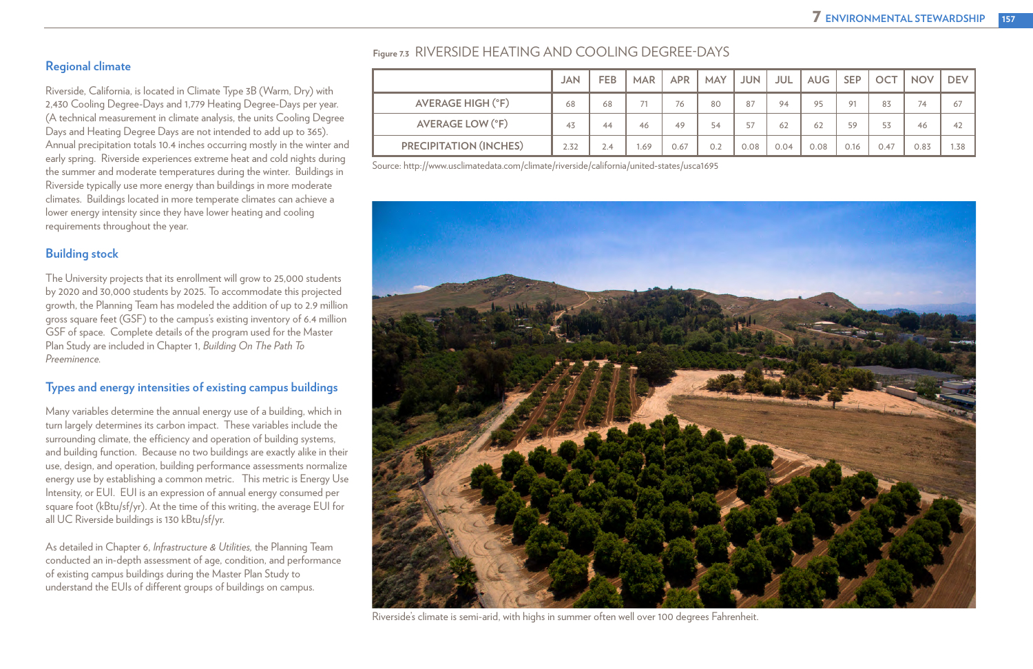## Regional climate

Riverside, California, is located in Climate Type 3B (Warm, Dry) with 2,430 Cooling Degree-Days and 1,779 Heating Degree-Days per year. (A technical measurement in climate analysis, the units Cooling Degree Days and Heating Degree Days are not intended to add up to 365). Annual precipitation totals 10.4 inches occurring mostly in the winter and early spring. Riverside experiences extreme heat and cold nights during the summer and moderate temperatures during the winter. Buildings in Riverside typically use more energy than buildings in more moderate climates. Buildings located in more temperate climates can achieve a lower energy intensity since they have lower heating and cooling requirements throughout the year.

## Building stock

The University projects that its enrollment will grow to 25,000 students by 2020 and 30,000 students by 2025. To accommodate this projected growth, the Planning Team has modeled the addition of up to 2.9 million gross square feet (GSF) to the campus's existing inventory of 6.4 million GSF of space. Complete details of the program used for the Master Plan Study are included in Chapter 1, *Building On The Path To Preeminence.*

## Types and energy intensities of existing campus buildings

Many variables determine the annual energy use of a building, which in turn largely determines its carbon impact. These variables include the surrounding climate, the efficiency and operation of building systems, and building function. Because no two buildings are exactly alike in their use, design, and operation, building performance assessments normalize energy use by establishing a common metric. This metric is Energy Use Intensity, or EUI. EUI is an expression of annual energy consumed per square foot (kBtu/sf/yr). At the time of this writing, the average EUI for all UC Riverside buildings is 130 kBtu/sf/yr.

As detailed in Chapter 6, *Infrastructure & Utilities*, the Planning Team conducted an in-depth assessment of age, condition, and performance of existing campus buildings during the Master Plan Study to understand the EUIs of different groups of buildings on campus.

Figure 7.3 RIVERSIDE HEATING AND COOLING DEGREE-DAYS

| | JAN | FEB | MAR | APR | MAY | JUN | JUL | AUG | SEP | OCT | NOV | DEV |
|---|---|---|---|---|---|---|---|---|---|---|---|---|
| AVERAGE HIGH (°F) | 68 | 68 | 71 | 76 | 80 | 87 | 94 | 95 | 91 | 83 | 74 | 67 |
| AVERAGE LOW (°F) | 43 | 44 | 46 | 49 | 54 | 57 | 62 | 62 | 59 | 53 | 46 | 42 |
| PRECIPITATION (INCHES) | 2.32 | 2.4 | 1.69 | 0.67 | 0.2 | 0.08 | 0.04 | 0.08 | 0.16 | 0.47 | 0.83 | 1.38 |

Source: http://www.usclimatedata.com/climate/riverside/california/united-states/usca1695

Riverside's climate is semi-arid, with highs in summer often well over 100 degrees Fahrenheit.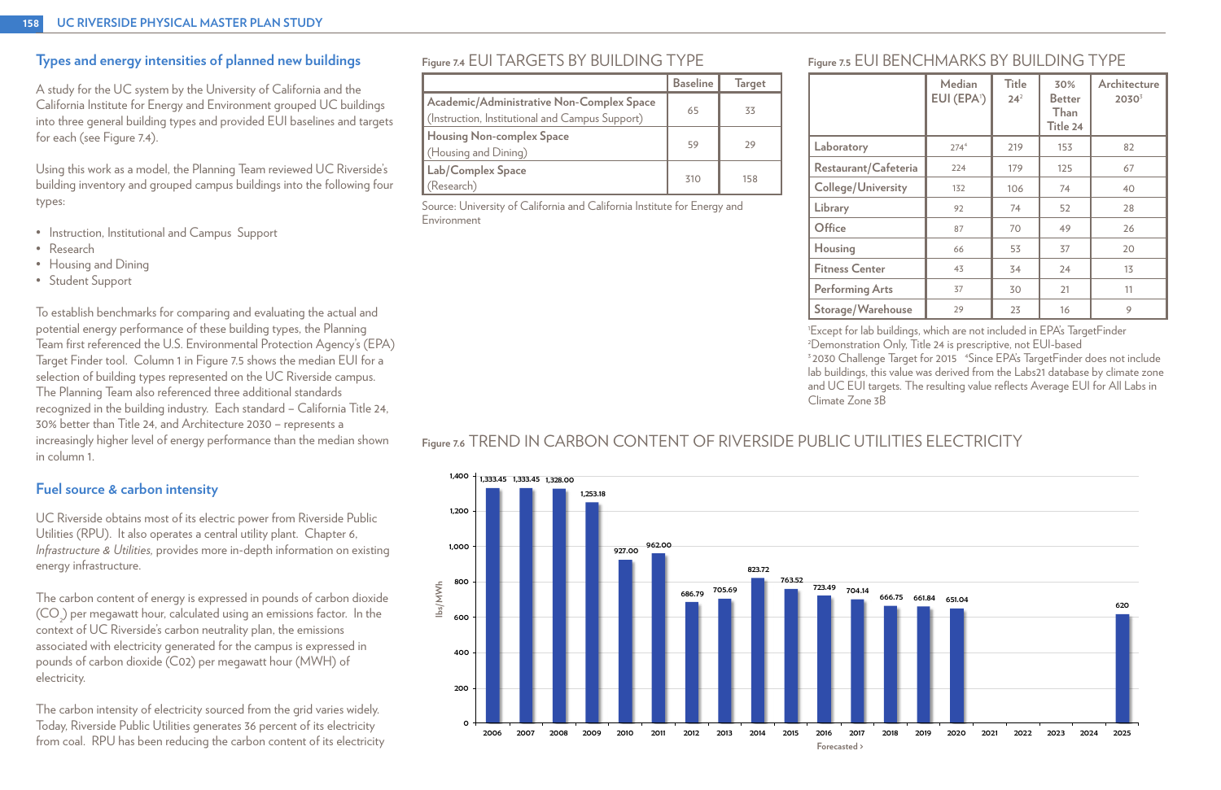## Types and energy intensities of planned new buildings

A study for the UC system by the University of California and the California Institute for Energy and Environment grouped UC buildings into three general building types and provided EUI baselines and targets for each (see Figure 7.4).

Using this work as a model, the Planning Team reviewed UC Riverside's building inventory and grouped campus buildings into the following four types:

- Instruction, Institutional and Campus Support
- Research
- Housing and Dining
- Student Support

To establish benchmarks for comparing and evaluating the actual and potential energy performance of these building types, the Planning Team first referenced the U.S. Environmental Protection Agency's (EPA) Target Finder tool. Column 1 in Figure 7.5 shows the median EUI for a selection of building types represented on the UC Riverside campus. The Planning Team also referenced three additional standards recognized in the building industry. Each standard – California Title 24, 30% better than Title 24, and Architecture 2030 – represents a increasingly higher level of energy performance than the median shown in column 1.

## Fuel source & carbon intensity

UC Riverside obtains most of its electric power from Riverside Public Utilities (RPU). It also operates a central utility plant. Chapter 6, *Infrastructure & Utilities*, provides more in-depth information on existing energy infrastructure.

The carbon content of energy is expressed in pounds of carbon dioxide ($CO_2$) per megawatt hour, calculated using an emissions factor. In the context of UC Riverside's carbon neutrality plan, the emissions associated with electricity generated for the campus is expressed in pounds of carbon dioxide (C02) per megawatt hour (MWH) of electricity.

The carbon intensity of electricity sourced from the grid varies widely. Today, Riverside Public Utilities generates 36 percent of its electricity from coal. RPU has been reducing the carbon content of its electricity

Figure 7.4 EUI TARGETS BY BUILDING TYPE

| | Baseline | Target |
|---|---|---|
| **Academic/Administrative Non-Complex Space** (Instruction, Institutional and Campus Support) | 65 | 33 |
| **Housing Non-complex Space** (Housing and Dining) | 59 | 29 |
| **Lab/Complex Space** (Research) | 310 | 158 |

Source: University of California and California Institute for Energy and Environment

Figure 7.5 EUI BENCHMARKS BY BUILDING TYPE

| | Median EUI (EPA[1]) | Title 24[2] | 30% Better Than Title 24 | Architecture 2030[3] |
|---|---|---|---|---|
| Laboratory | 274[4] | 219 | 153 | 82 |
| Restaurant/Cafeteria | 224 | 179 | 125 | 67 |
| College/University | 132 | 106 | 74 | 40 |
| Library | 92 | 74 | 52 | 28 |
| Office | 87 | 70 | 49 | 26 |
| Housing | 66 | 53 | 37 | 20 |
| Fitness Center | 43 | 34 | 24 | 13 |
| Performing Arts | 37 | 30 | 21 | 11 |
| Storage/Warehouse | 29 | 23 | 16 | 9 |

[1]Except for lab buildings, which are not included in EPA's TargetFinder
[2]Demonstration Only, Title 24 is prescriptive, not EUI-based
[3]2030 Challenge Target for 2015 [4]Since EPA's TargetFinder does not include lab buildings, this value was derived from the Labs21 database by climate zone and UC EUI targets. The resulting value reflects Average EUI for All Labs in Climate Zone 3B

Figure 7.6 TREND IN CARBON CONTENT OF RIVERSIDE PUBLIC UTILITIES ELECTRICITY

| Year | lbs/MWh |
|---|---|
| 2006 | 1,333.45 |
| 2007 | 1,333.45 |
| 2008 | 1,328.00 |
| 2009 | 1,253.18 |
| 2010 | 927.00 |
| 2011 | 962.00 |
| 2012 | 686.79 |
| 2013 | 705.69 |
| 2014 | 823.72 |
| 2015 | 763.52 |
| 2016 | 723.49 |
| 2017 | 704.14 |
| 2018 | 666.75 |
| 2019 | 661.84 |
| 2020 | 651.04 |
| 2021 | |
| 2022 | |
| 2023 | |
| 2024 | |
| 2025 | 620 |

Forecasted ›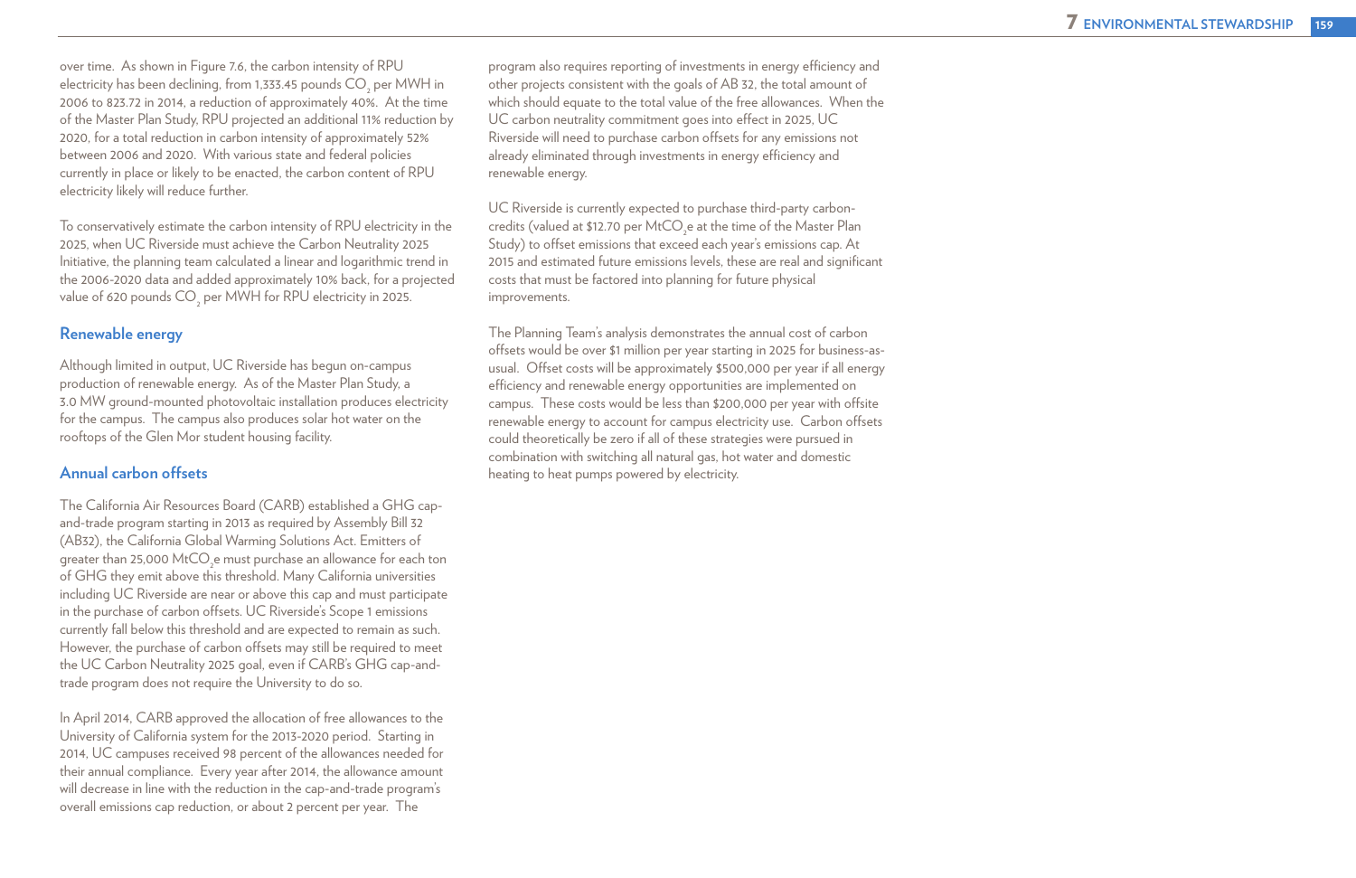over time. As shown in Figure 7.6, the carbon intensity of RPU electricity has been declining, from 1,333.45 pounds $CO_2$ per MWH in 2006 to 823.72 in 2014, a reduction of approximately 40%. At the time of the Master Plan Study, RPU projected an additional 11% reduction by 2020, for a total reduction in carbon intensity of approximately 52% between 2006 and 2020. With various state and federal policies currently in place or likely to be enacted, the carbon content of RPU electricity likely will reduce further.

To conservatively estimate the carbon intensity of RPU electricity in the 2025, when UC Riverside must achieve the Carbon Neutrality 2025 Initiative, the planning team calculated a linear and logarithmic trend in the 2006-2020 data and added approximately 10% back, for a projected value of 620 pounds $CO_2$ per MWH for RPU electricity in 2025.

### Renewable energy

Although limited in output, UC Riverside has begun on-campus production of renewable energy. As of the Master Plan Study, a 3.0 MW ground-mounted photovoltaic installation produces electricity for the campus. The campus also produces solar hot water on the rooftops of the Glen Mor student housing facility.

### Annual carbon offsets

The California Air Resources Board (CARB) established a GHG cap-and-trade program starting in 2013 as required by Assembly Bill 32 (AB32), the California Global Warming Solutions Act. Emitters of greater than 25,000 $MtCO_2e$ must purchase an allowance for each ton of GHG they emit above this threshold. Many California universities including UC Riverside are near or above this cap and must participate in the purchase of carbon offsets. UC Riverside's Scope 1 emissions currently fall below this threshold and are expected to remain as such. However, the purchase of carbon offsets may still be required to meet the UC Carbon Neutrality 2025 goal, even if CARB's GHG cap-and-trade program does not require the University to do so.

In April 2014, CARB approved the allocation of free allowances to the University of California system for the 2013-2020 period. Starting in 2014, UC campuses received 98 percent of the allowances needed for their annual compliance. Every year after 2014, the allowance amount will decrease in line with the reduction in the cap-and-trade program's overall emissions cap reduction, or about 2 percent per year. The program also requires reporting of investments in energy efficiency and other projects consistent with the goals of AB 32, the total amount of which should equate to the total value of the free allowances. When the UC carbon neutrality commitment goes into effect in 2025, UC Riverside will need to purchase carbon offsets for any emissions not already eliminated through investments in energy efficiency and renewable energy.

UC Riverside is currently expected to purchase third-party carbon-credits (valued at $12.70 per $MtCO_2e$ at the time of the Master Plan Study) to offset emissions that exceed each year's emissions cap. At 2015 and estimated future emissions levels, these are real and significant costs that must be factored into planning for future physical improvements.

The Planning Team's analysis demonstrates the annual cost of carbon offsets would be over $1 million per year starting in 2025 for business-as-usual. Offset costs will be approximately $500,000 per year if all energy efficiency and renewable energy opportunities are implemented on campus. These costs would be less than $200,000 per year with offsite renewable energy to account for campus electricity use. Carbon offsets could theoretically be zero if all of these strategies were pursued in combination with switching all natural gas, hot water and domestic heating to heat pumps powered by electricity.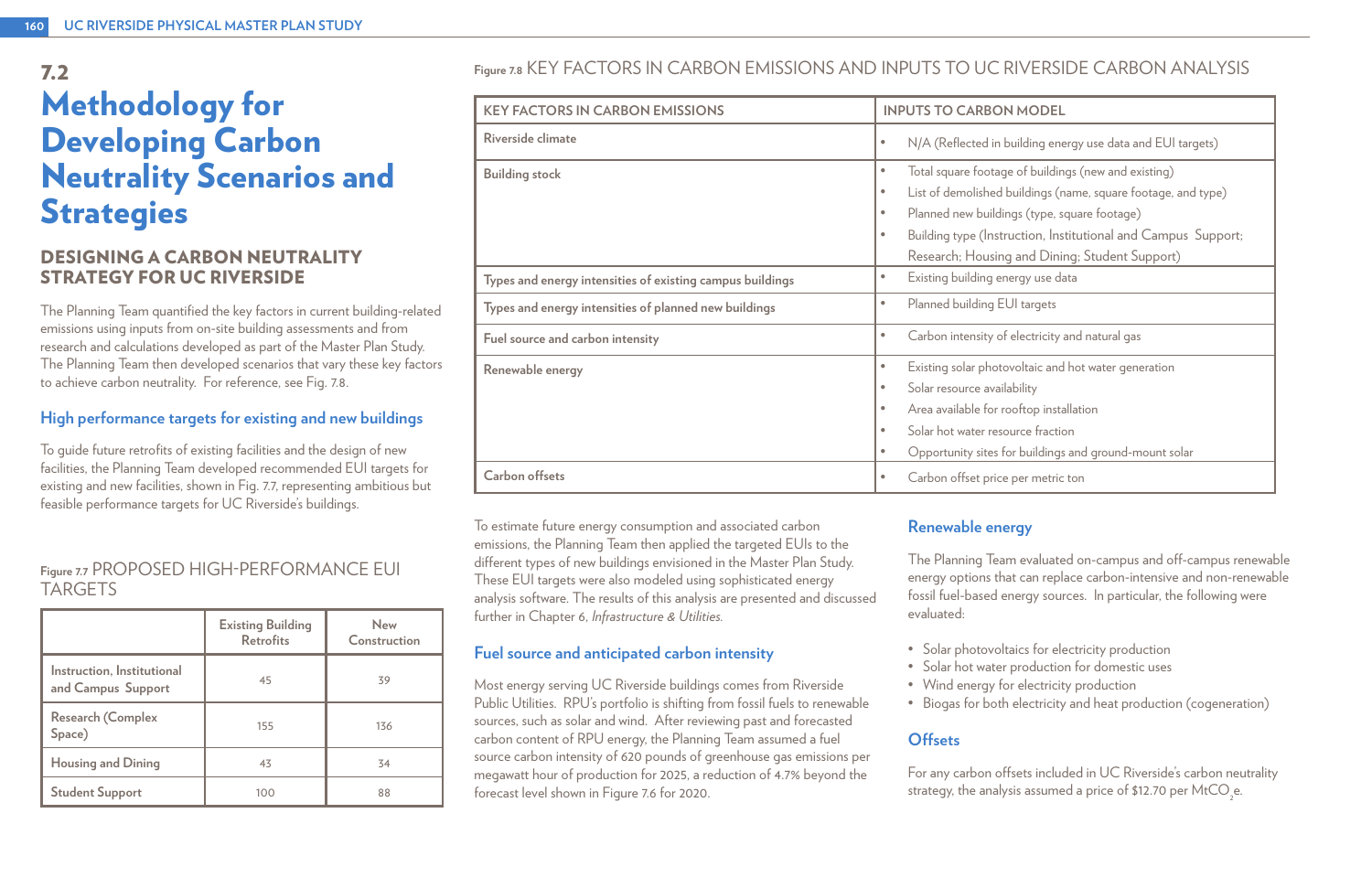## 7.2 Methodology for Developing Carbon Neutrality Scenarios and Strategies

### DESIGNING A CARBON NEUTRALITY STRATEGY FOR UC RIVERSIDE

The Planning Team quantified the key factors in current building-related emissions using inputs from on-site building assessments and from research and calculations developed as part of the Master Plan Study. The Planning Team then developed scenarios that vary these key factors to achieve carbon neutrality. For reference, see Fig. 7.8.

### High performance targets for existing and new buildings

To guide future retrofits of existing facilities and the design of new facilities, the Planning Team developed recommended EUI targets for existing and new facilities, shown in Fig. 7.7, representing ambitious but feasible performance targets for UC Riverside's buildings.

**Figure 7.7** PROPOSED HIGH-PERFORMANCE EUI TARGETS

| | Existing Building Retrofits | New Construction |
|---|---|---|
| Instruction, Institutional and Campus Support | 45 | 39 |
| Research (Complex Space) | 155 | 136 |
| Housing and Dining | 43 | 34 |
| Student Support | 100 | 88 |

**Figure 7.8** KEY FACTORS IN CARBON EMISSIONS AND INPUTS TO UC RIVERSIDE CARBON ANALYSIS

| KEY FACTORS IN CARBON EMISSIONS | INPUTS TO CARBON MODEL |
|---|---|
| Riverside climate | • N/A (Reflected in building energy use data and EUI targets) |
| Building stock | • Total square footage of buildings (new and existing)<br>• List of demolished buildings (name, square footage, and type)<br>• Planned new buildings (type, square footage)<br>• Building type (Instruction, Institutional and Campus Support; Research; Housing and Dining; Student Support) |
| Types and energy intensities of existing campus buildings | • Existing building energy use data |
| Types and energy intensities of planned new buildings | • Planned building EUI targets |
| Fuel source and carbon intensity | • Carbon intensity of electricity and natural gas |
| Renewable energy | • Existing solar photovoltaic and hot water generation<br>• Solar resource availability<br>• Area available for rooftop installation<br>• Solar hot water resource fraction<br>• Opportunity sites for buildings and ground-mount solar |
| Carbon offsets | • Carbon offset price per metric ton |

To estimate future energy consumption and associated carbon emissions, the Planning Team then applied the targeted EUIs to the different types of new buildings envisioned in the Master Plan Study. These EUI targets were also modeled using sophisticated energy analysis software. The results of this analysis are presented and discussed further in Chapter 6, *Infrastructure & Utilities*.

### Fuel source and anticipated carbon intensity

Most energy serving UC Riverside buildings comes from Riverside Public Utilities. RPU's portfolio is shifting from fossil fuels to renewable sources, such as solar and wind. After reviewing past and forecasted carbon content of RPU energy, the Planning Team assumed a fuel source carbon intensity of 620 pounds of greenhouse gas emissions per megawatt hour of production for 2025, a reduction of 4.7% beyond the forecast level shown in Figure 7.6 for 2020.

### Renewable energy

The Planning Team evaluated on-campus and off-campus renewable energy options that can replace carbon-intensive and non-renewable fossil fuel-based energy sources. In particular, the following were evaluated:

- Solar photovoltaics for electricity production
- Solar hot water production for domestic uses
- Wind energy for electricity production
- Biogas for both electricity and heat production (cogeneration)

### Offsets

For any carbon offsets included in UC Riverside's carbon neutrality strategy, the analysis assumed a price of $12.70 per $MtCO_2e$.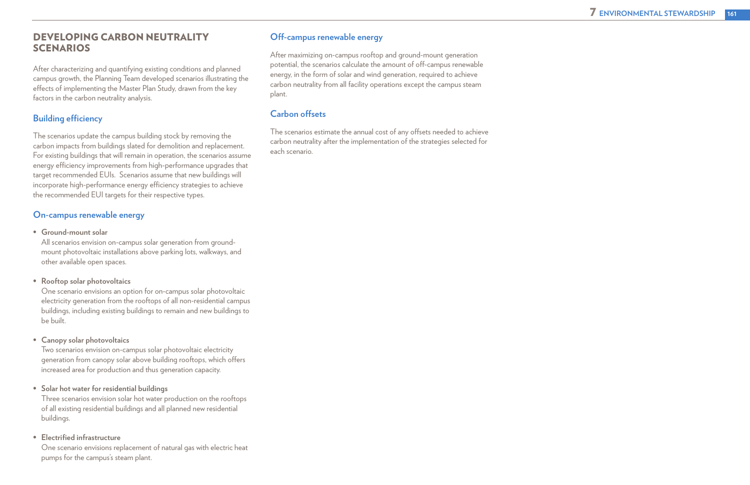## DEVELOPING CARBON NEUTRALITY SCENARIOS

After characterizing and quantifying existing conditions and planned campus growth, the Planning Team developed scenarios illustrating the effects of implementing the Master Plan Study, drawn from the key factors in the carbon neutrality analysis.

### Building efficiency

The scenarios update the campus building stock by removing the carbon impacts from buildings slated for demolition and replacement. For existing buildings that will remain in operation, the scenarios assume energy efficiency improvements from high-performance upgrades that target recommended EUIs. Scenarios assume that new buildings will incorporate high-performance energy efficiency strategies to achieve the recommended EUI targets for their respective types.

### On-campus renewable energy

- **Ground-mount solar**
  All scenarios envision on-campus solar generation from ground-mount photovoltaic installations above parking lots, walkways, and other available open spaces.

- **Rooftop solar photovoltaics**
  One scenario envisions an option for on-campus solar photovoltaic electricity generation from the rooftops of all non-residential campus buildings, including existing buildings to remain and new buildings to be built.

- **Canopy solar photovoltaics**
  Two scenarios envision on-campus solar photovoltaic electricity generation from canopy solar above building rooftops, which offers increased area for production and thus generation capacity.

- **Solar hot water for residential buildings**
  Three scenarios envision solar hot water production on the rooftops of all existing residential buildings and all planned new residential buildings.

- **Electrified infrastructure**
  One scenario envisions replacement of natural gas with electric heat pumps for the campus's steam plant.

### Off-campus renewable energy

After maximizing on-campus rooftop and ground-mount generation potential, the scenarios calculate the amount of off-campus renewable energy, in the form of solar and wind generation, required to achieve carbon neutrality from all facility operations except the campus steam plant.

### Carbon offsets

The scenarios estimate the annual cost of any offsets needed to achieve carbon neutrality after the implementation of the strategies selected for each scenario.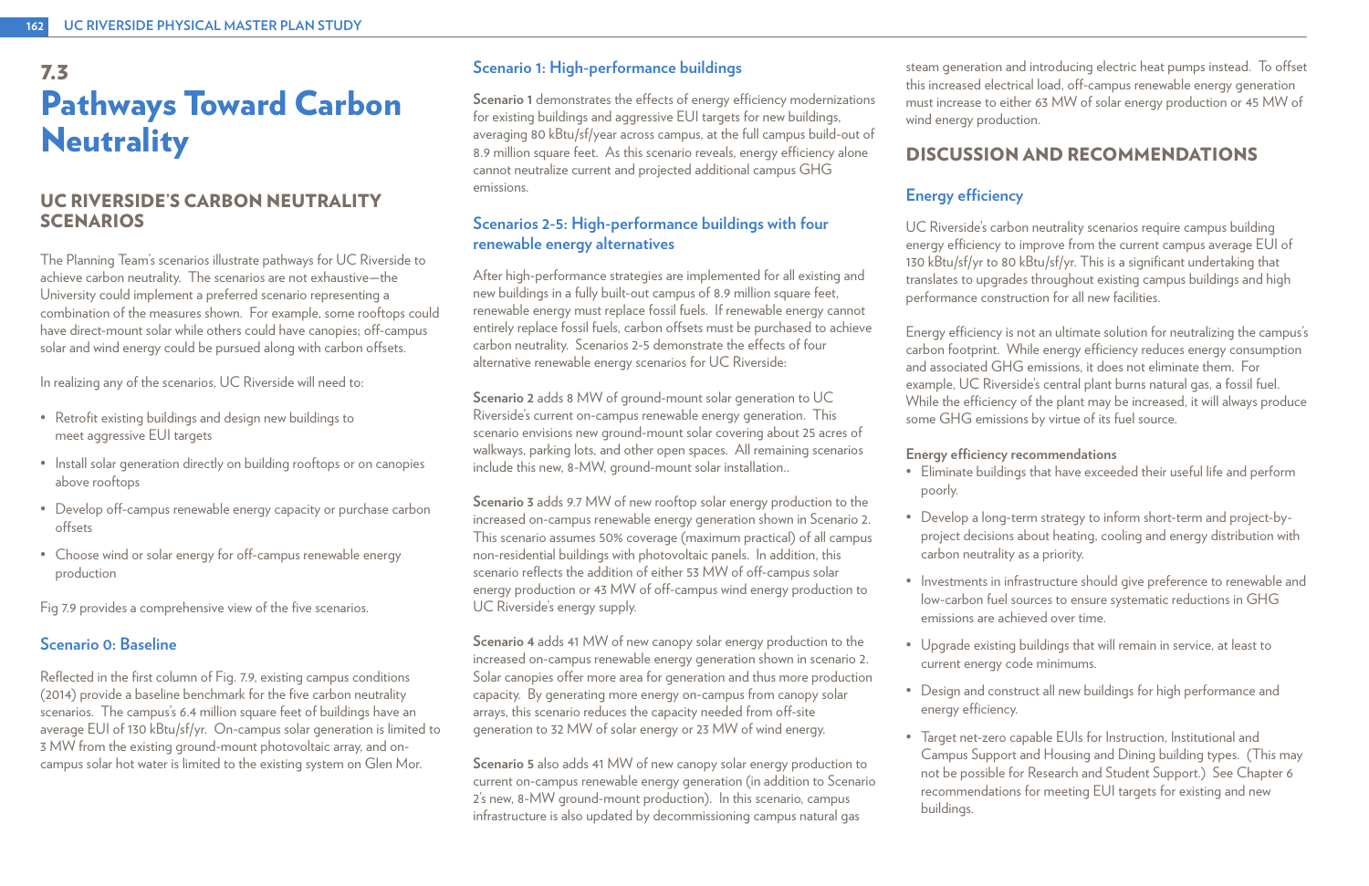# 7.3 Pathways Toward Carbon Neutrality

## UC RIVERSIDE'S CARBON NEUTRALITY SCENARIOS

The Planning Team's scenarios illustrate pathways for UC Riverside to achieve carbon neutrality. The scenarios are not exhaustive—the University could implement a preferred scenario representing a combination of the measures shown. For example, some rooftops could have direct-mount solar while others could have canopies; off-campus solar and wind energy could be pursued along with carbon offsets.

In realizing any of the scenarios, UC Riverside will need to:

- Retrofit existing buildings and design new buildings to meet aggressive EUI targets
- Install solar generation directly on building rooftops or on canopies above rooftops
- Develop off-campus renewable energy capacity or purchase carbon offsets
- Choose wind or solar energy for off-campus renewable energy production

Fig 7.9 provides a comprehensive view of the five scenarios.

### Scenario 0: Baseline

Reflected in the first column of Fig. 7.9, existing campus conditions (2014) provide a baseline benchmark for the five carbon neutrality scenarios. The campus's 6.4 million square feet of buildings have an average EUI of 130 kBtu/sf/yr. On-campus solar generation is limited to 3 MW from the existing ground-mount photovoltaic array, and on-campus solar hot water is limited to the existing system on Glen Mor.

### Scenario 1: High-performance buildings

**Scenario 1** demonstrates the effects of energy efficiency modernizations for existing buildings and aggressive EUI targets for new buildings, averaging 80 kBtu/sf/year across campus, at the full campus build-out of 8.9 million square feet. As this scenario reveals, energy efficiency alone cannot neutralize current and projected additional campus GHG emissions.

### Scenarios 2-5: High-performance buildings with four renewable energy alternatives

After high-performance strategies are implemented for all existing and new buildings in a fully built-out campus of 8.9 million square feet, renewable energy must replace fossil fuels. If renewable energy cannot entirely replace fossil fuels, carbon offsets must be purchased to achieve carbon neutrality. Scenarios 2-5 demonstrate the effects of four alternative renewable energy scenarios for UC Riverside:

**Scenario 2** adds 8 MW of ground-mount solar generation to UC Riverside's current on-campus renewable energy generation. This scenario envisions new ground-mount solar covering about 25 acres of walkways, parking lots, and other open spaces. All remaining scenarios include this new, 8-MW, ground-mount solar installation..

**Scenario 3** adds 9.7 MW of new rooftop solar energy production to the increased on-campus renewable energy generation shown in Scenario 2. This scenario assumes 50% coverage (maximum practical) of all campus non-residential buildings with photovoltaic panels. In addition, this scenario reflects the addition of either 53 MW of off-campus solar energy production or 43 MW of off-campus wind energy production to UC Riverside's energy supply.

**Scenario 4** adds 41 MW of new canopy solar energy production to the increased on-campus renewable energy generation shown in scenario 2. Solar canopies offer more area for generation and thus more production capacity. By generating more energy on-campus from canopy solar arrays, this scenario reduces the capacity needed from off-site generation to 32 MW of solar energy or 23 MW of wind energy.

**Scenario 5** also adds 41 MW of new canopy solar energy production to current on-campus renewable energy generation (in addition to Scenario 2's new, 8-MW ground-mount production). In this scenario, campus infrastructure is also updated by decommissioning campus natural gas steam generation and introducing electric heat pumps instead. To offset this increased electrical load, off-campus renewable energy generation must increase to either 63 MW of solar energy production or 45 MW of wind energy production.

## DISCUSSION AND RECOMMENDATIONS

### Energy efficiency

UC Riverside's carbon neutrality scenarios require campus building energy efficiency to improve from the current campus average EUI of 130 kBtu/sf/yr to 80 kBtu/sf/yr. This is a significant undertaking that translates to upgrades throughout existing campus buildings and high performance construction for all new facilities.

Energy efficiency is not an ultimate solution for neutralizing the campus's carbon footprint. While energy efficiency reduces energy consumption and associated GHG emissions, it does not eliminate them. For example, UC Riverside's central plant burns natural gas, a fossil fuel. While the efficiency of the plant may be increased, it will always produce some GHG emissions by virtue of its fuel source.

**Energy efficiency recommendations**

- Eliminate buildings that have exceeded their useful life and perform poorly.
- Develop a long-term strategy to inform short-term and project-by-project decisions about heating, cooling and energy distribution with carbon neutrality as a priority.
- Investments in infrastructure should give preference to renewable and low-carbon fuel sources to ensure systematic reductions in GHG emissions are achieved over time.
- Upgrade existing buildings that will remain in service, at least to current energy code minimums.
- Design and construct all new buildings for high performance and energy efficiency.
- Target net-zero capable EUIs for Instruction, Institutional and Campus Support and Housing and Dining building types. (This may not be possible for Research and Student Support.) See Chapter 6 recommendations for meeting EUI targets for existing and new buildings.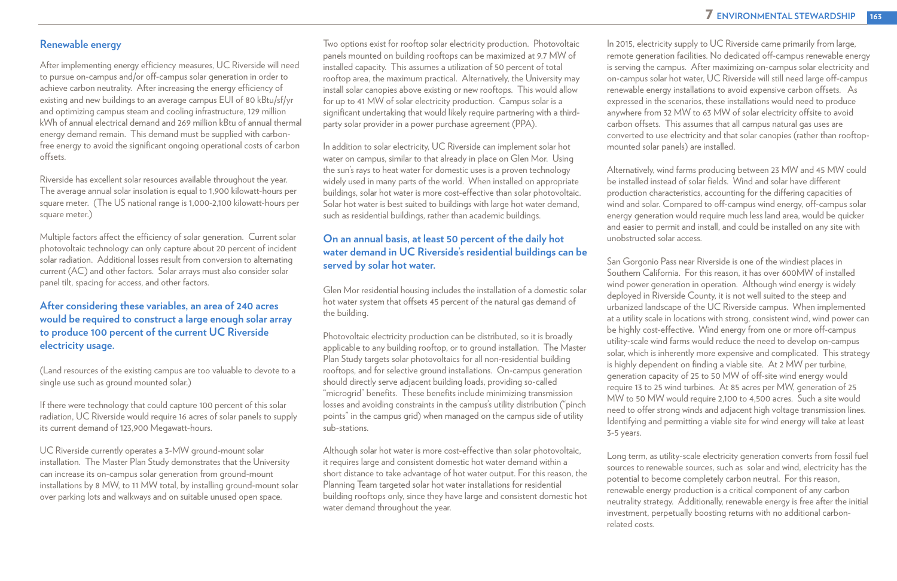## Renewable energy

After implementing energy efficiency measures, UC Riverside will need to pursue on-campus and/or off-campus solar generation in order to achieve carbon neutrality. After increasing the energy efficiency of existing and new buildings to an average campus EUI of 80 kBtu/sf/yr and optimizing campus steam and cooling infrastructure, 129 million kWh of annual electrical demand and 269 million kBtu of annual thermal energy demand remain. This demand must be supplied with carbon-free energy to avoid the significant ongoing operational costs of carbon offsets.

Riverside has excellent solar resources available throughout the year. The average annual solar insolation is equal to 1,900 kilowatt-hours per square meter. (The US national range is 1,000-2,100 kilowatt-hours per square meter.)

Multiple factors affect the efficiency of solar generation. Current solar photovoltaic technology can only capture about 20 percent of incident solar radiation. Additional losses result from conversion to alternating current (AC) and other factors. Solar arrays must also consider solar panel tilt, spacing for access, and other factors.

**After considering these variables, an area of 240 acres would be required to construct a large enough solar array to produce 100 percent of the current UC Riverside electricity usage.**

(Land resources of the existing campus are too valuable to devote to a single use such as ground mounted solar.)

If there were technology that could capture 100 percent of this solar radiation, UC Riverside would require 16 acres of solar panels to supply its current demand of 123,900 Megawatt-hours.

UC Riverside currently operates a 3-MW ground-mount solar installation. The Master Plan Study demonstrates that the University can increase its on-campus solar generation from ground-mount installations by 8 MW, to 11 MW total, by installing ground-mount solar over parking lots and walkways and on suitable unused open space.

Two options exist for rooftop solar electricity production. Photovoltaic panels mounted on building rooftops can be maximized at 9.7 MW of installed capacity. This assumes a utilization of 50 percent of total rooftop area, the maximum practical. Alternatively, the University may install solar canopies above existing or new rooftops. This would allow for up to 41 MW of solar electricity production. Campus solar is a significant undertaking that would likely require partnering with a third-party solar provider in a power purchase agreement (PPA).

In addition to solar electricity, UC Riverside can implement solar hot water on campus, similar to that already in place on Glen Mor. Using the sun's rays to heat water for domestic uses is a proven technology widely used in many parts of the world. When installed on appropriate buildings, solar hot water is more cost-effective than solar photovoltaic. Solar hot water is best suited to buildings with large hot water demand, such as residential buildings, rather than academic buildings.

**On an annual basis, at least 50 percent of the daily hot water demand in UC Riverside's residential buildings can be served by solar hot water.**

Glen Mor residential housing includes the installation of a domestic solar hot water system that offsets 45 percent of the natural gas demand of the building.

Photovoltaic electricity production can be distributed, so it is broadly applicable to any building rooftop, or to ground installation. The Master Plan Study targets solar photovoltaics for all non-residential building rooftops, and for selective ground installations. On-campus generation should directly serve adjacent building loads, providing so-called "microgrid" benefits. These benefits include minimizing transmission losses and avoiding constraints in the campus's utility distribution ("pinch points" in the campus grid) when managed on the campus side of utility sub-stations.

Although solar hot water is more cost-effective than solar photovoltaic, it requires large and consistent domestic hot water demand within a short distance to take advantage of hot water output. For this reason, the Planning Team targeted solar hot water installations for residential building rooftops only, since they have large and consistent domestic hot water demand throughout the year.

In 2015, electricity supply to UC Riverside came primarily from large, remote generation facilities. No dedicated off-campus renewable energy is serving the campus. After maximizing on-campus solar electricity and on-campus solar hot water, UC Riverside will still need large off-campus renewable energy installations to avoid expensive carbon offsets. As expressed in the scenarios, these installations would need to produce anywhere from 32 MW to 63 MW of solar electricity offsite to avoid carbon offsets. This assumes that all campus natural gas uses are converted to use electricity and that solar canopies (rather than rooftop-mounted solar panels) are installed.

Alternatively, wind farms producing between 23 MW and 45 MW could be installed instead of solar fields. Wind and solar have different production characteristics, accounting for the differing capacities of wind and solar. Compared to off-campus wind energy, off-campus solar energy generation would require much less land area, would be quicker and easier to permit and install, and could be installed on any site with unobstructed solar access.

San Gorgonio Pass near Riverside is one of the windiest places in Southern California. For this reason, it has over 600MW of installed wind power generation in operation. Although wind energy is widely deployed in Riverside County, it is not well suited to the steep and urbanized landscape of the UC Riverside campus. When implemented at a utility scale in locations with strong, consistent wind, wind power can be highly cost-effective. Wind energy from one or more off-campus utility-scale wind farms would reduce the need to develop on-campus solar, which is inherently more expensive and complicated. This strategy is highly dependent on finding a viable site. At 2 MW per turbine, generation capacity of 25 to 50 MW of off-site wind energy would require 13 to 25 wind turbines. At 85 acres per MW, generation of 25 MW to 50 MW would require 2,100 to 4,500 acres. Such a site would need to offer strong winds and adjacent high voltage transmission lines. Identifying and permitting a viable site for wind energy will take at least 3-5 years.

Long term, as utility-scale electricity generation converts from fossil fuel sources to renewable sources, such as solar and wind, electricity has the potential to become completely carbon neutral. For this reason, renewable energy production is a critical component of any carbon neutrality strategy. Additionally, renewable energy is free after the initial investment, perpetually boosting returns with no additional carbon-related costs.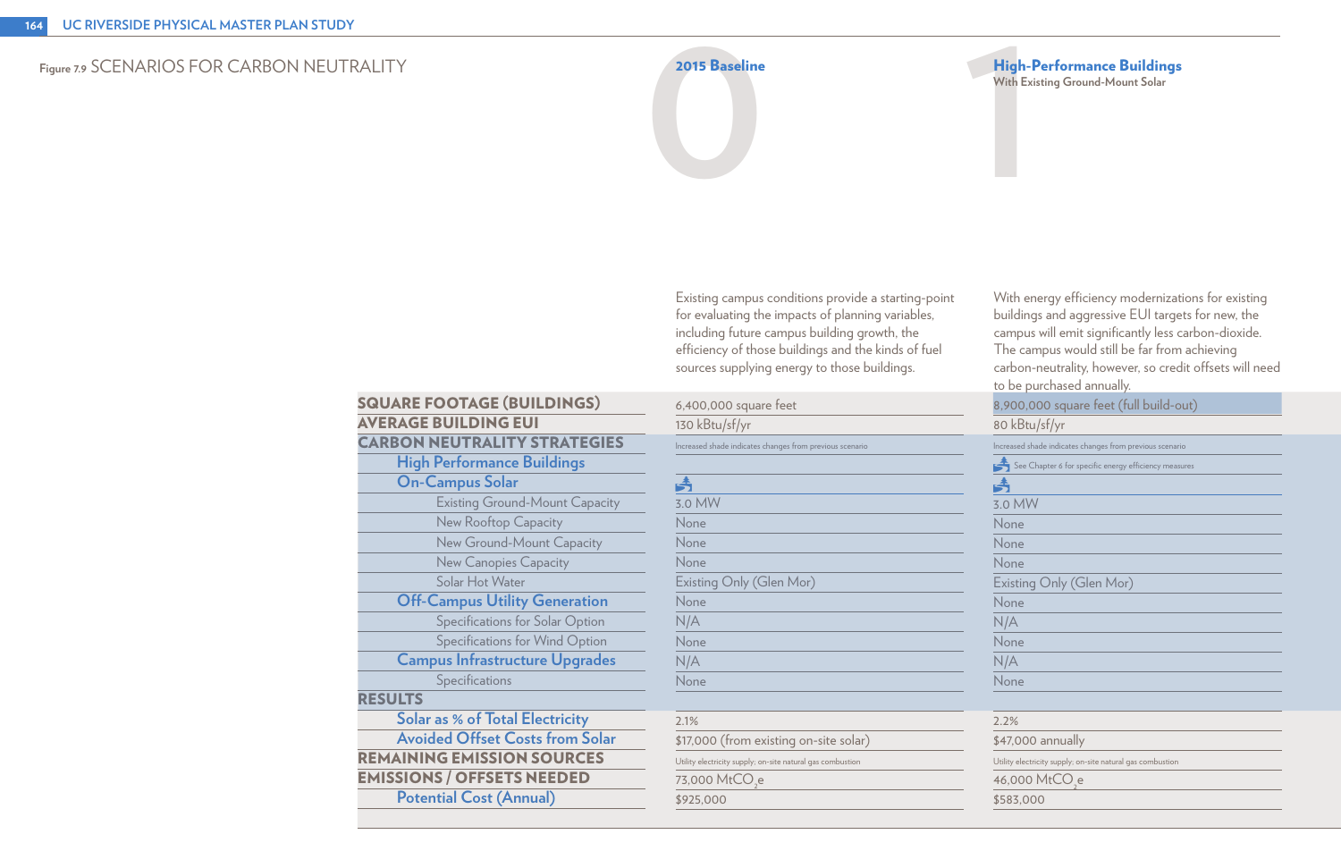Figure 7.9 SCENARIOS FOR CARBON NEUTRALITY

| | 0 — 2015 Baseline | 1 — High-Performance Buildings With Existing Ground-Mount Solar |
|---|---|---|
| | Existing campus conditions provide a starting-point for evaluating the impacts of planning variables, including future campus building growth, the efficiency of those buildings and the kinds of fuel sources supplying energy to those buildings. | With energy efficiency modernizations for existing buildings and aggressive EUI targets for new, the campus will emit significantly less carbon-dioxide. The campus would still be far from achieving carbon-neutrality, however, so credit offsets will need to be purchased annually. |
| **SQUARE FOOTAGE (BUILDINGS)** | 6,400,000 square feet | 8,900,000 square feet (full build-out) |
| **AVERAGE BUILDING EUI** | 130 kBtu/sf/yr | 80 kBtu/sf/yr |
| **CARBON NEUTRALITY STRATEGIES** | Increased shade indicates changes from previous scenario | Increased shade indicates changes from previous scenario |
| High Performance Buildings | | See Chapter 6 for specific energy efficiency measures |
| On-Campus Solar | | |
| Existing Ground-Mount Capacity | 3.0 MW | 3.0 MW |
| New Rooftop Capacity | None | None |
| New Ground-Mount Capacity | None | None |
| New Canopies Capacity | None | None |
| Solar Hot Water | Existing Only (Glen Mor) | Existing Only (Glen Mor) |
| Off-Campus Utility Generation | None | None |
| Specifications for Solar Option | N/A | N/A |
| Specifications for Wind Option | None | None |
| Campus Infrastructure Upgrades | N/A | N/A |
| Specifications | None | None |
| **RESULTS** | | |
| Solar as % of Total Electricity | 2.1% | 2.2% |
| Avoided Offset Costs from Solar | $17,000 (from existing on-site solar) | $47,000 annually |
| **REMAINING EMISSION SOURCES** | Utility electricity supply; on-site natural gas combustion | Utility electricity supply; on-site natural gas combustion |
| **EMISSIONS / OFFSETS NEEDED** | 73,000 $MtCO_2e$ | 46,000 $MtCO_2e$ |
| Potential Cost (Annual) | $925,000 | $583,000 |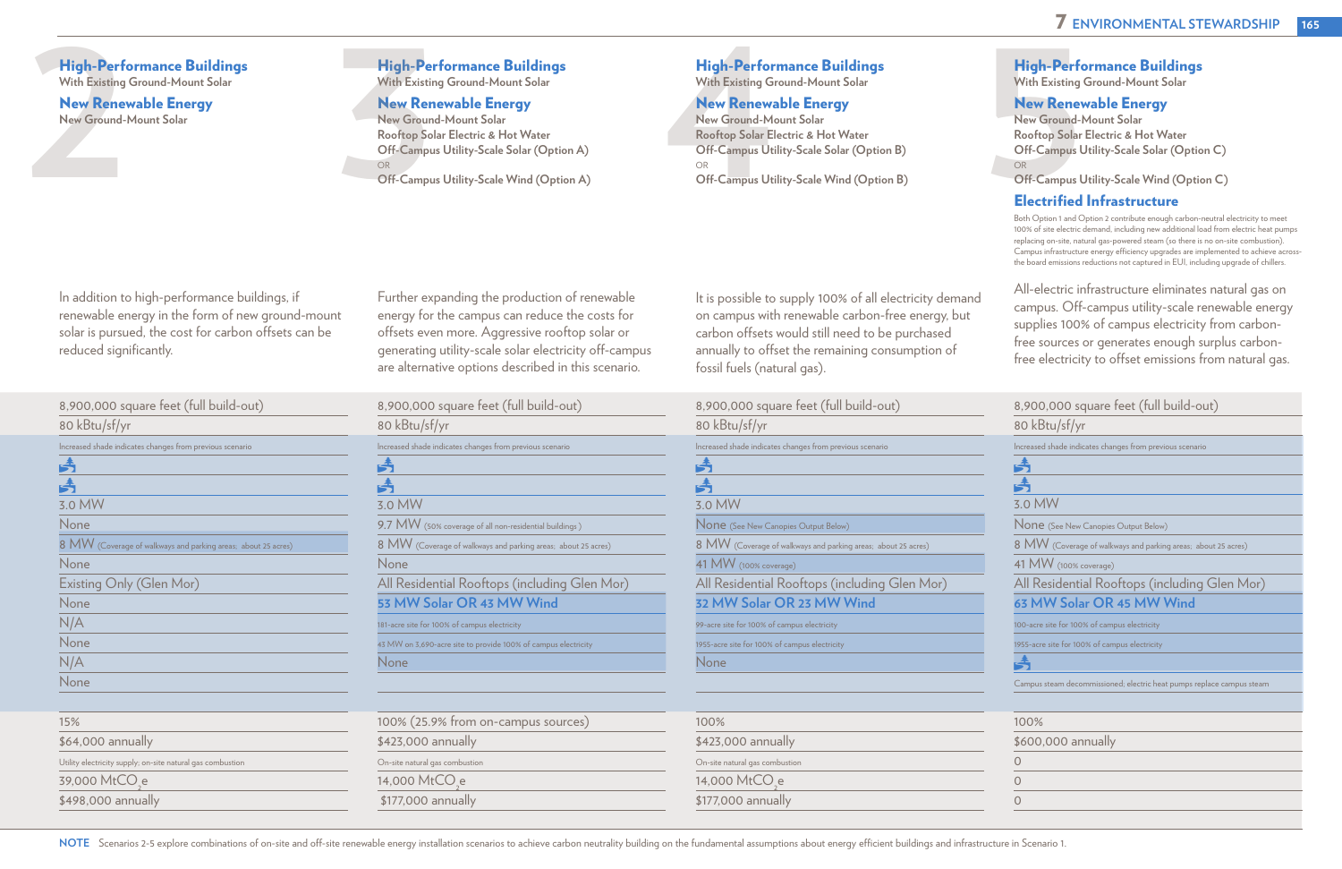## Scenario 2

### High-Performance Buildings
With Existing Ground-Mount Solar

### New Renewable Energy
New Ground-Mount Solar

In addition to high-performance buildings, if renewable energy in the form of new ground-mount solar is pursued, the cost for carbon offsets can be reduced significantly.

## Scenario 3

### High-Performance Buildings
With Existing Ground-Mount Solar

### New Renewable Energy
New Ground-Mount Solar
Rooftop Solar Electric & Hot Water
Off-Campus Utility-Scale Solar (Option A)
OR
Off-Campus Utility-Scale Wind (Option A)

Further expanding the production of renewable energy for the campus can reduce the costs for offsets even more. Aggressive rooftop solar or generating utility-scale solar electricity off-campus are alternative options described in this scenario.

## Scenario 4

### High-Performance Buildings
With Existing Ground-Mount Solar

### New Renewable Energy
New Ground-Mount Solar
Rooftop Solar Electric & Hot Water
Off-Campus Utility-Scale Solar (Option B)
OR
Off-Campus Utility-Scale Wind (Option B)

It is possible to supply 100% of all electricity demand on campus with renewable carbon-free energy, but carbon offsets would still need to be purchased annually to offset the remaining consumption of fossil fuels (natural gas).

## Scenario 5

### High-Performance Buildings
With Existing Ground-Mount Solar

### New Renewable Energy
New Ground-Mount Solar
Rooftop Solar Electric & Hot Water
Off-Campus Utility-Scale Solar (Option C)
OR
Off-Campus Utility-Scale Wind (Option C)

### Electrified Infrastructure
Both Option 1 and Option 2 contribute enough carbon-neutral electricity to meet 100% of site electric demand, including new additional load from electric heat pumps replacing on-site, natural gas-powered steam (so there is no on-site combustion). Campus infrastructure energy efficiency upgrades are implemented to achieve across-the board emissions reductions not captured in EUI, including upgrade of chillers.

All-electric infrastructure eliminates natural gas on campus. Off-campus utility-scale renewable energy supplies 100% of campus electricity from carbon-free sources or generates enough surplus carbon-free electricity to offset emissions from natural gas.

| Scenario 2 | Scenario 3 | Scenario 4 | Scenario 5 |
|---|---|---|---|
| 8,900,000 square feet (full build-out) | 8,900,000 square feet (full build-out) | 8,900,000 square feet (full build-out) | 8,900,000 square feet (full build-out) |
| 80 kBtu/sf/yr | 80 kBtu/sf/yr | 80 kBtu/sf/yr | 80 kBtu/sf/yr |
| Increased shade indicates changes from previous scenario | Increased shade indicates changes from previous scenario | Increased shade indicates changes from previous scenario | Increased shade indicates changes from previous scenario |
| ✓ | ✓ | ✓ | ✓ |
| ✓ | ✓ | ✓ | ✓ |
| 3.0 MW | 3.0 MW | 3.0 MW | 3.0 MW |
| None | 9.7 MW (50% coverage of all non-residential buildings) | None (See New Canopies Output Below) | None (See New Canopies Output Below) |
| 8 MW (Coverage of walkways and parking areas; about 25 acres) | 8 MW (Coverage of walkways and parking areas; about 25 acres) | 8 MW (Coverage of walkways and parking areas; about 25 acres) | 8 MW (Coverage of walkways and parking areas; about 25 acres) |
| None | None | 41 MW (100% coverage) | 41 MW (100% coverage) |
| Existing Only (Glen Mor) | All Residential Rooftops (including Glen Mor) | All Residential Rooftops (including Glen Mor) | All Residential Rooftops (including Glen Mor) |
| None | 53 MW Solar OR 43 MW Wind | 32 MW Solar OR 23 MW Wind | 63 MW Solar OR 45 MW Wind |
| N/A | 181-acre site for 100% of campus electricity | 99-acre site for 100% of campus electricity | 100-acre site for 100% of campus electricity |
| None | 43 MW on 3,690-acre site to provide 100% of campus electricity | 1955-acre site for 100% of campus electricity | 1955-acre site for 100% of campus electricity |
| N/A | None | None | ✓ |
| None | | | Campus steam decommissioned; electric heat pumps replace campus steam |
| 15% | 100% (25.9% from on-campus sources) | 100% | 100% |
| $64,000 annually | $423,000 annually | $423,000 annually | $600,000 annually |
| Utility electricity supply; on-site natural gas combustion | On-site natural gas combustion | On-site natural gas combustion | 0 |
| 39,000 $MtCO_2e$ | 14,000 $MtCO_2e$ | 14,000 $MtCO_2e$ | 0 |
| $498,000 annually | $177,000 annually | $177,000 annually | 0 |

**NOTE** Scenarios 2-5 explore combinations of on-site and off-site renewable energy installation scenarios to achieve carbon neutrality building on the fundamental assumptions about energy efficient buildings and infrastructure in Scenario 1.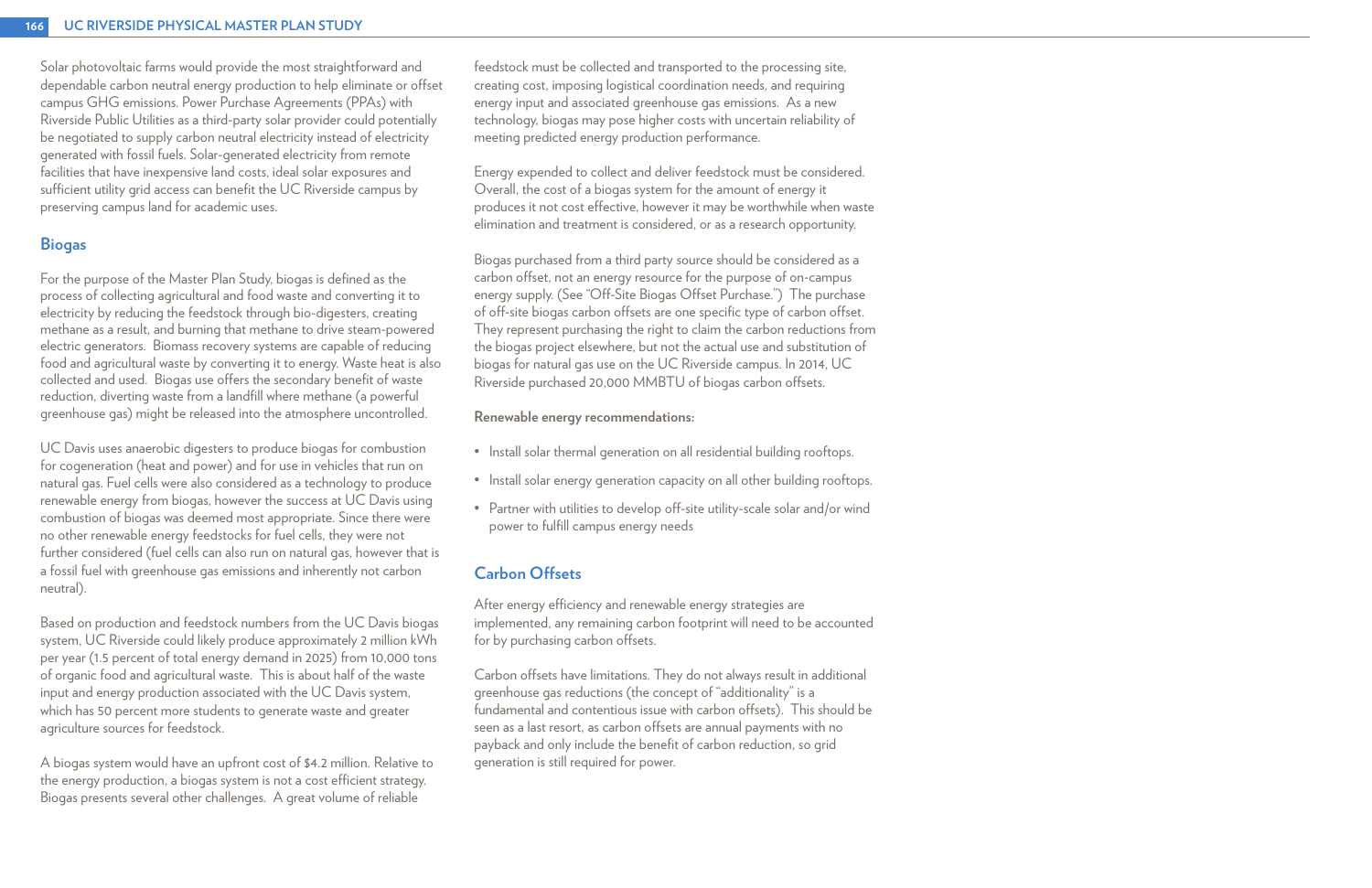Solar photovoltaic farms would provide the most straightforward and dependable carbon neutral energy production to help eliminate or offset campus GHG emissions. Power Purchase Agreements (PPAs) with Riverside Public Utilities as a third-party solar provider could potentially be negotiated to supply carbon neutral electricity instead of electricity generated with fossil fuels. Solar-generated electricity from remote facilities that have inexpensive land costs, ideal solar exposures and sufficient utility grid access can benefit the UC Riverside campus by preserving campus land for academic uses.

## Biogas

For the purpose of the Master Plan Study, biogas is defined as the process of collecting agricultural and food waste and converting it to electricity by reducing the feedstock through bio-digesters, creating methane as a result, and burning that methane to drive steam-powered electric generators. Biomass recovery systems are capable of reducing food and agricultural waste by converting it to energy. Waste heat is also collected and used. Biogas use offers the secondary benefit of waste reduction, diverting waste from a landfill where methane (a powerful greenhouse gas) might be released into the atmosphere uncontrolled.

UC Davis uses anaerobic digesters to produce biogas for combustion for cogeneration (heat and power) and for use in vehicles that run on natural gas. Fuel cells were also considered as a technology to produce renewable energy from biogas, however the success at UC Davis using combustion of biogas was deemed most appropriate. Since there were no other renewable energy feedstocks for fuel cells, they were not further considered (fuel cells can also run on natural gas, however that is a fossil fuel with greenhouse gas emissions and inherently not carbon neutral).

Based on production and feedstock numbers from the UC Davis biogas system, UC Riverside could likely produce approximately 2 million kWh per year (1.5 percent of total energy demand in 2025) from 10,000 tons of organic food and agricultural waste. This is about half of the waste input and energy production associated with the UC Davis system, which has 50 percent more students to generate waste and greater agriculture sources for feedstock.

A biogas system would have an upfront cost of $4.2 million. Relative to the energy production, a biogas system is not a cost efficient strategy. Biogas presents several other challenges. A great volume of reliable feedstock must be collected and transported to the processing site, creating cost, imposing logistical coordination needs, and requiring energy input and associated greenhouse gas emissions. As a new technology, biogas may pose higher costs with uncertain reliability of meeting predicted energy production performance.

Energy expended to collect and deliver feedstock must be considered. Overall, the cost of a biogas system for the amount of energy it produces it not cost effective, however it may be worthwhile when waste elimination and treatment is considered, or as a research opportunity.

Biogas purchased from a third party source should be considered as a carbon offset, not an energy resource for the purpose of on-campus energy supply. (See "Off-Site Biogas Offset Purchase.") The purchase of off-site biogas carbon offsets are one specific type of carbon offset. They represent purchasing the right to claim the carbon reductions from the biogas project elsewhere, but not the actual use and substitution of biogas for natural gas use on the UC Riverside campus. In 2014, UC Riverside purchased 20,000 MMBTU of biogas carbon offsets.

**Renewable energy recommendations:**

- Install solar thermal generation on all residential building rooftops.
- Install solar energy generation capacity on all other building rooftops.
- Partner with utilities to develop off-site utility-scale solar and/or wind power to fulfill campus energy needs

## Carbon Offsets

After energy efficiency and renewable energy strategies are implemented, any remaining carbon footprint will need to be accounted for by purchasing carbon offsets.

Carbon offsets have limitations. They do not always result in additional greenhouse gas reductions (the concept of "additionality" is a fundamental and contentious issue with carbon offsets). This should be seen as a last resort, as carbon offsets are annual payments with no payback and only include the benefit of carbon reduction, so grid generation is still required for power.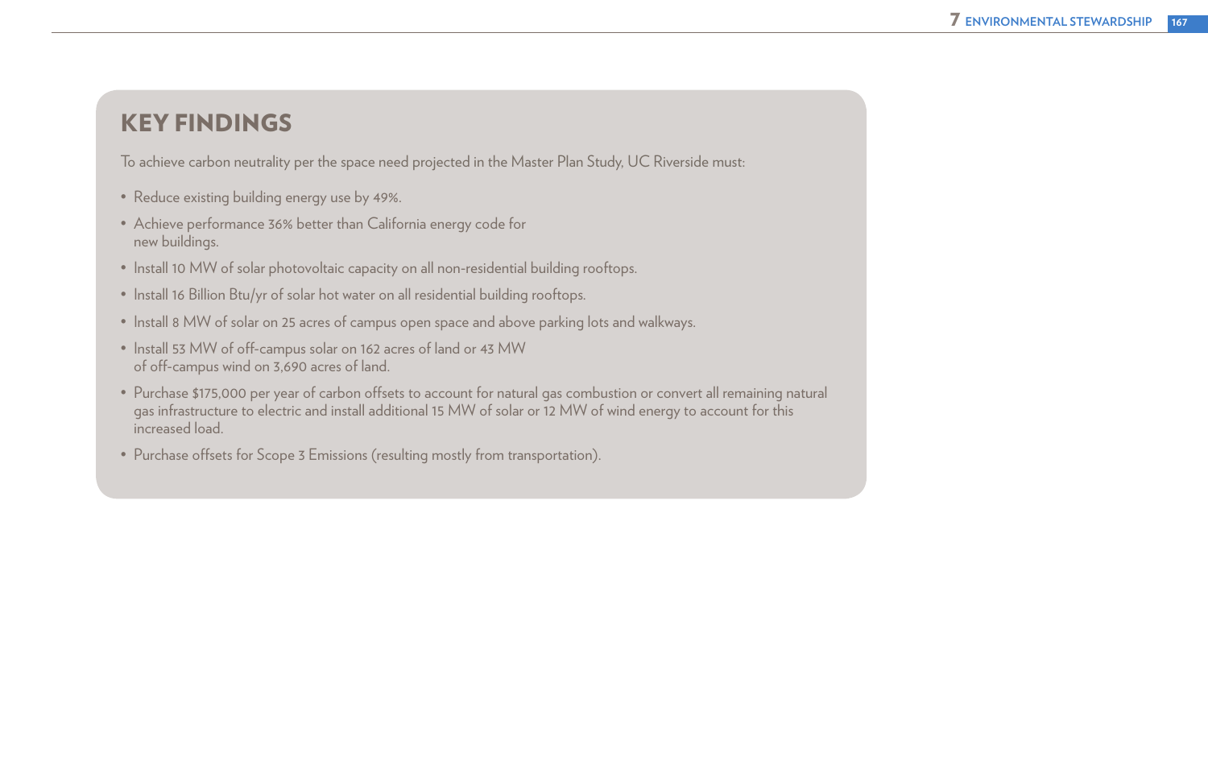## KEY FINDINGS

To achieve carbon neutrality per the space need projected in the Master Plan Study, UC Riverside must:

- Reduce existing building energy use by 49%.
- Achieve performance 36% better than California energy code for new buildings.
- Install 10 MW of solar photovoltaic capacity on all non-residential building rooftops.
- Install 16 Billion Btu/yr of solar hot water on all residential building rooftops.
- Install 8 MW of solar on 25 acres of campus open space and above parking lots and walkways.
- Install 53 MW of off-campus solar on 162 acres of land or 43 MW of off-campus wind on 3,690 acres of land.
- Purchase $175,000 per year of carbon offsets to account for natural gas combustion or convert all remaining natural gas infrastructure to electric and install additional 15 MW of solar or 12 MW of wind energy to account for this increased load.
- Purchase offsets for Scope 3 Emissions (resulting mostly from transportation).